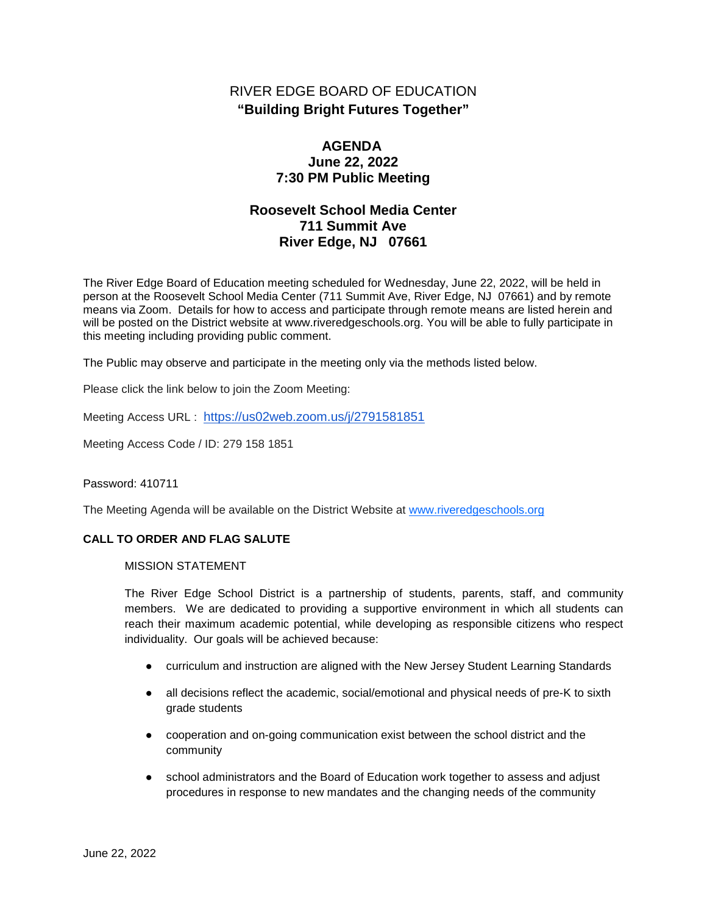# RIVER EDGE BOARD OF EDUCATION

**"Building Bright Futures Together"**

## AGENDA
## June 22, 2022
## 7:30 PM Public Meeting

## Roosevelt School Media Center
## 711 Summit Ave
## River Edge, NJ 07661

The River Edge Board of Education meeting scheduled for Wednesday, June 22, 2022, will be held in person at the Roosevelt School Media Center (711 Summit Ave, River Edge, NJ 07661) and by remote means via Zoom. Details for how to access and participate through remote means are listed herein and will be posted on the District website at www.riveredgeschools.org. You will be able to fully participate in this meeting including providing public comment.

The Public may observe and participate in the meeting only via the methods listed below.

Please click the link below to join the Zoom Meeting:

Meeting Access URL : https://us02web.zoom.us/j/2791581851

Meeting Access Code / ID: 279 158 1851

Password: 410711

The Meeting Agenda will be available on the District Website at www.riveredgeschools.org

**CALL TO ORDER AND FLAG SALUTE**

MISSION STATEMENT

The River Edge School District is a partnership of students, parents, staff, and community members. We are dedicated to providing a supportive environment in which all students can reach their maximum academic potential, while developing as responsible citizens who respect individuality. Our goals will be achieved because:

- curriculum and instruction are aligned with the New Jersey Student Learning Standards
- all decisions reflect the academic, social/emotional and physical needs of pre-K to sixth grade students
- cooperation and on-going communication exist between the school district and the community
- school administrators and the Board of Education work together to assess and adjust procedures in response to new mandates and the changing needs of the community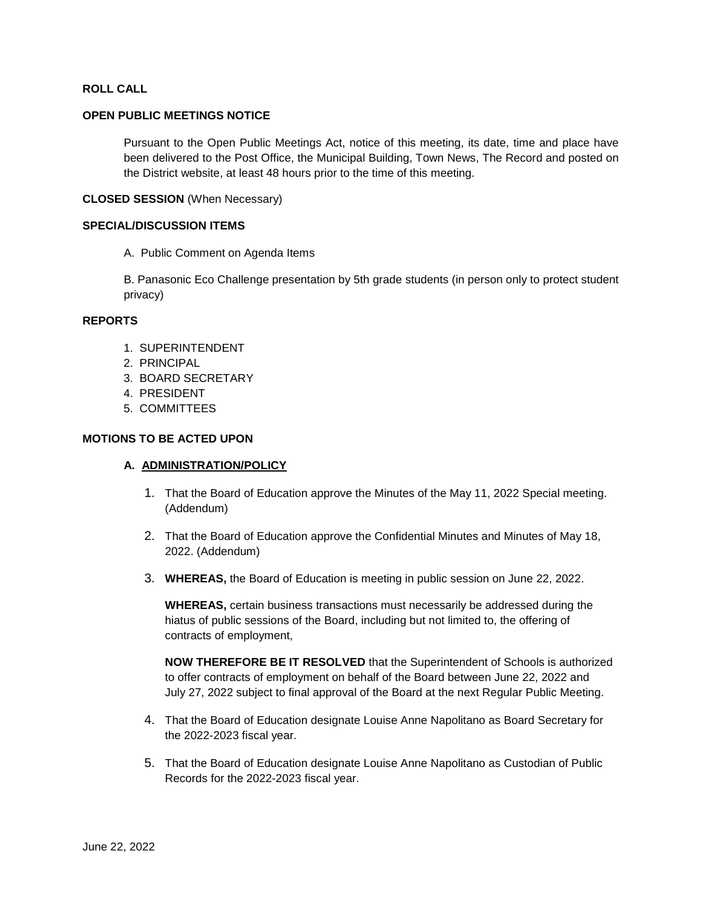**ROLL CALL**

**OPEN PUBLIC MEETINGS NOTICE**

Pursuant to the Open Public Meetings Act, notice of this meeting, its date, time and place have been delivered to the Post Office, the Municipal Building, Town News, The Record and posted on the District website, at least 48 hours prior to the time of this meeting.

**CLOSED SESSION** (When Necessary)

**SPECIAL/DISCUSSION ITEMS**

A. Public Comment on Agenda Items

B. Panasonic Eco Challenge presentation by 5th grade students (in person only to protect student privacy)

**REPORTS**

1. SUPERINTENDENT
2. PRINCIPAL
3. BOARD SECRETARY
4. PRESIDENT
5. COMMITTEES

**MOTIONS TO BE ACTED UPON**

**A. <u>ADMINISTRATION/POLICY</u>**

1. That the Board of Education approve the Minutes of the May 11, 2022 Special meeting. (Addendum)

2. That the Board of Education approve the Confidential Minutes and Minutes of May 18, 2022. (Addendum)

3. **WHEREAS,** the Board of Education is meeting in public session on June 22, 2022.

   **WHEREAS,** certain business transactions must necessarily be addressed during the hiatus of public sessions of the Board, including but not limited to, the offering of contracts of employment,

   **NOW THEREFORE BE IT RESOLVED** that the Superintendent of Schools is authorized to offer contracts of employment on behalf of the Board between June 22, 2022 and July 27, 2022 subject to final approval of the Board at the next Regular Public Meeting.

4. That the Board of Education designate Louise Anne Napolitano as Board Secretary for the 2022-2023 fiscal year.

5. That the Board of Education designate Louise Anne Napolitano as Custodian of Public Records for the 2022-2023 fiscal year.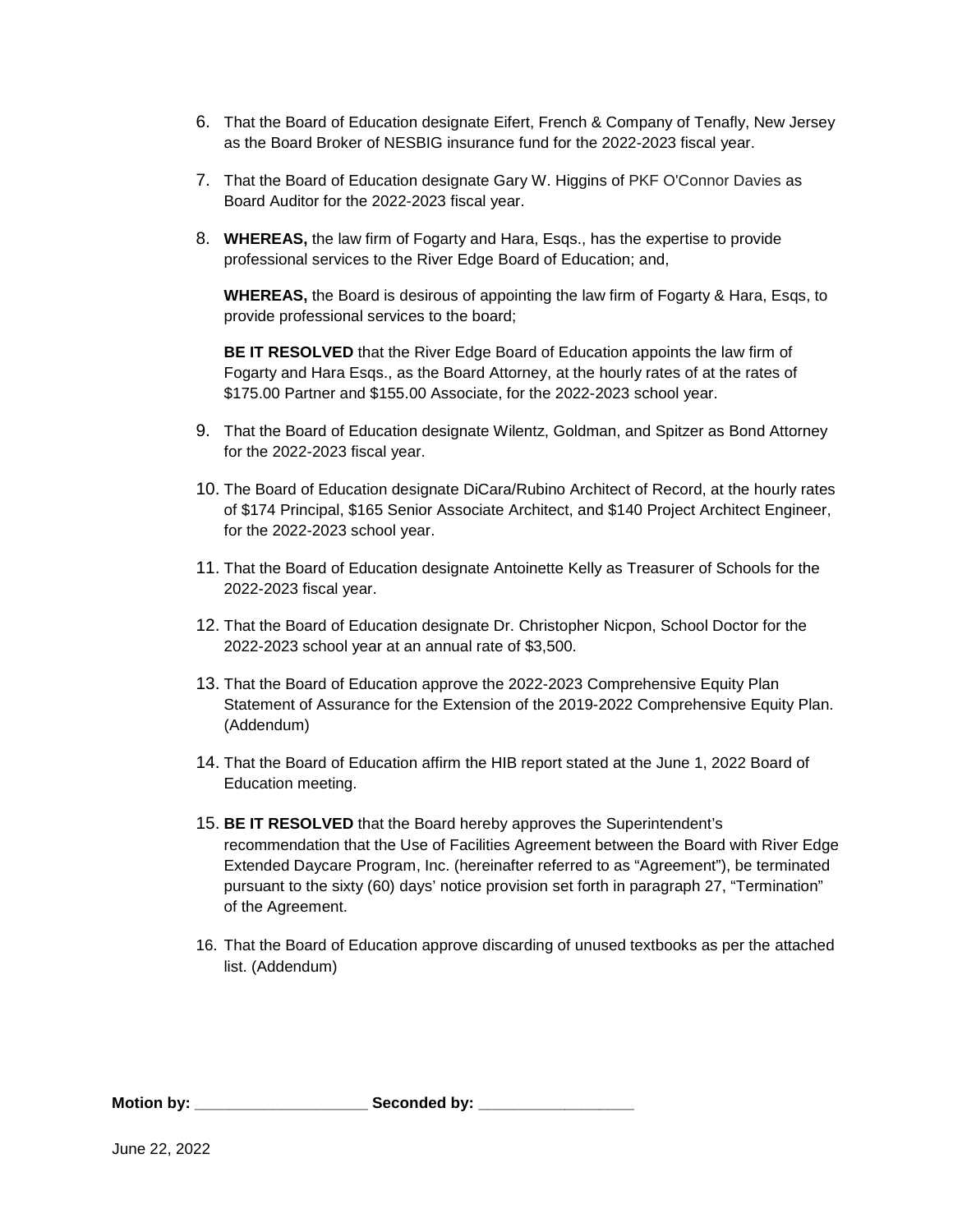6. That the Board of Education designate Eifert, French & Company of Tenafly, New Jersey as the Board Broker of NESBIG insurance fund for the 2022-2023 fiscal year.

7. That the Board of Education designate Gary W. Higgins of PKF O'Connor Davies as Board Auditor for the 2022-2023 fiscal year.

8. **WHEREAS,** the law firm of Fogarty and Hara, Esqs., has the expertise to provide professional services to the River Edge Board of Education; and,

   **WHEREAS,** the Board is desirous of appointing the law firm of Fogarty & Hara, Esqs, to provide professional services to the board;

   **BE IT RESOLVED** that the River Edge Board of Education appoints the law firm of Fogarty and Hara Esqs., as the Board Attorney, at the hourly rates of at the rates of $175.00 Partner and $155.00 Associate, for the 2022-2023 school year.

9. That the Board of Education designate Wilentz, Goldman, and Spitzer as Bond Attorney for the 2022-2023 fiscal year.

10. The Board of Education designate DiCara/Rubino Architect of Record, at the hourly rates of $174 Principal, $165 Senior Associate Architect, and $140 Project Architect Engineer, for the 2022-2023 school year.

11. That the Board of Education designate Antoinette Kelly as Treasurer of Schools for the 2022-2023 fiscal year.

12. That the Board of Education designate Dr. Christopher Nicpon, School Doctor for the 2022-2023 school year at an annual rate of $3,500.

13. That the Board of Education approve the 2022-2023 Comprehensive Equity Plan Statement of Assurance for the Extension of the 2019-2022 Comprehensive Equity Plan. (Addendum)

14. That the Board of Education affirm the HIB report stated at the June 1, 2022 Board of Education meeting.

15. **BE IT RESOLVED** that the Board hereby approves the Superintendent's recommendation that the Use of Facilities Agreement between the Board with River Edge Extended Daycare Program, Inc. (hereinafter referred to as "Agreement"), be terminated pursuant to the sixty (60) days' notice provision set forth in paragraph 27, "Termination" of the Agreement.

16. That the Board of Education approve discarding of unused textbooks as per the attached list. (Addendum)

**Motion by: ____________________ Seconded by: __________________**

June 22, 2022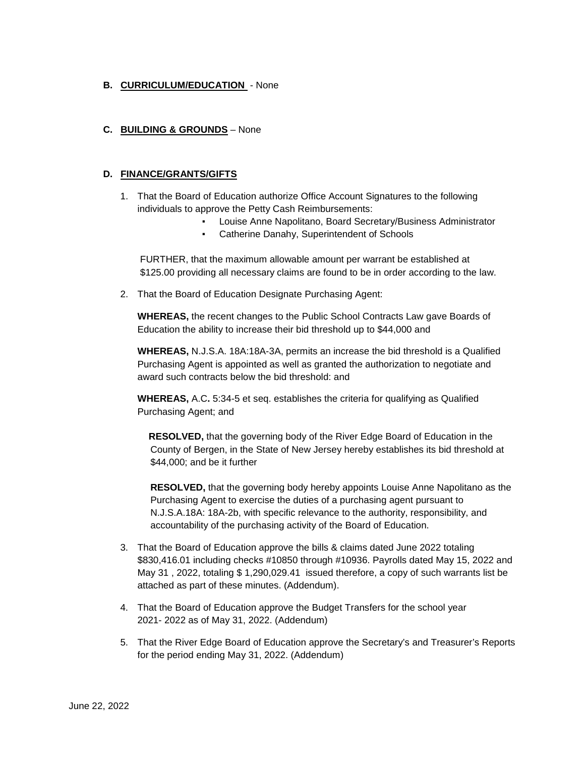**B. CURRICULUM/EDUCATION** - None

**C. BUILDING & GROUNDS** – None

**D. FINANCE/GRANTS/GIFTS**

1. That the Board of Education authorize Office Account Signatures to the following individuals to approve the Petty Cash Reimbursements:
   - Louise Anne Napolitano, Board Secretary/Business Administrator
   - Catherine Danahy, Superintendent of Schools

   FURTHER, that the maximum allowable amount per warrant be established at $125.00 providing all necessary claims are found to be in order according to the law.

2. That the Board of Education Designate Purchasing Agent:

   **WHEREAS,** the recent changes to the Public School Contracts Law gave Boards of Education the ability to increase their bid threshold up to $44,000 and

   **WHEREAS,** N.J.S.A. 18A:18A-3A, permits an increase the bid threshold is a Qualified Purchasing Agent is appointed as well as granted the authorization to negotiate and award such contracts below the bid threshold: and

   **WHEREAS,** A.C**.** 5:34-5 et seq. establishes the criteria for qualifying as Qualified Purchasing Agent; and

   **RESOLVED,** that the governing body of the River Edge Board of Education in the County of Bergen, in the State of New Jersey hereby establishes its bid threshold at $44,000; and be it further

   **RESOLVED,** that the governing body hereby appoints Louise Anne Napolitano as the Purchasing Agent to exercise the duties of a purchasing agent pursuant to N.J.S.A.18A: 18A-2b, with specific relevance to the authority, responsibility, and accountability of the purchasing activity of the Board of Education.

3. That the Board of Education approve the bills & claims dated June 2022 totaling $830,416.01 including checks #10850 through #10936. Payrolls dated May 15, 2022 and May 31 , 2022, totaling $ 1,290,029.41 issued therefore, a copy of such warrants list be attached as part of these minutes. (Addendum).

4. That the Board of Education approve the Budget Transfers for the school year 2021- 2022 as of May 31, 2022. (Addendum)

5. That the River Edge Board of Education approve the Secretary's and Treasurer's Reports for the period ending May 31, 2022. (Addendum)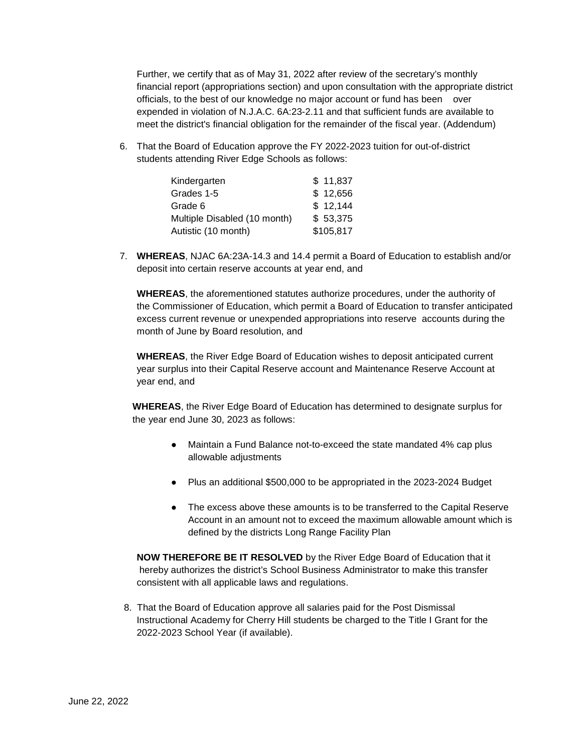Further, we certify that as of May 31, 2022 after review of the secretary's monthly financial report (appropriations section) and upon consultation with the appropriate district officials, to the best of our knowledge no major account or fund has been over expended in violation of N.J.A.C. 6A:23-2.11 and that sufficient funds are available to meet the district's financial obligation for the remainder of the fiscal year. (Addendum)

6. That the Board of Education approve the FY 2022-2023 tuition for out-of-district students attending River Edge Schools as follows:

| | |
|---|---|
| Kindergarten | $ 11,837 |
| Grades 1-5 | $ 12,656 |
| Grade 6 | $ 12,144 |
| Multiple Disabled (10 month) | $ 53,375 |
| Autistic (10 month) | $105,817 |

7. **WHEREAS**, NJAC 6A:23A-14.3 and 14.4 permit a Board of Education to establish and/or deposit into certain reserve accounts at year end, and

   **WHEREAS**, the aforementioned statutes authorize procedures, under the authority of the Commissioner of Education, which permit a Board of Education to transfer anticipated excess current revenue or unexpended appropriations into reserve accounts during the month of June by Board resolution, and

   **WHEREAS**, the River Edge Board of Education wishes to deposit anticipated current year surplus into their Capital Reserve account and Maintenance Reserve Account at year end, and

   **WHEREAS**, the River Edge Board of Education has determined to designate surplus for the year end June 30, 2023 as follows:

   - Maintain a Fund Balance not-to-exceed the state mandated 4% cap plus allowable adjustments
   - Plus an additional $500,000 to be appropriated in the 2023-2024 Budget
   - The excess above these amounts is to be transferred to the Capital Reserve Account in an amount not to exceed the maximum allowable amount which is defined by the districts Long Range Facility Plan

   **NOW THEREFORE BE IT RESOLVED** by the River Edge Board of Education that it hereby authorizes the district's School Business Administrator to make this transfer consistent with all applicable laws and regulations.

8. That the Board of Education approve all salaries paid for the Post Dismissal Instructional Academy for Cherry Hill students be charged to the Title I Grant for the 2022-2023 School Year (if available).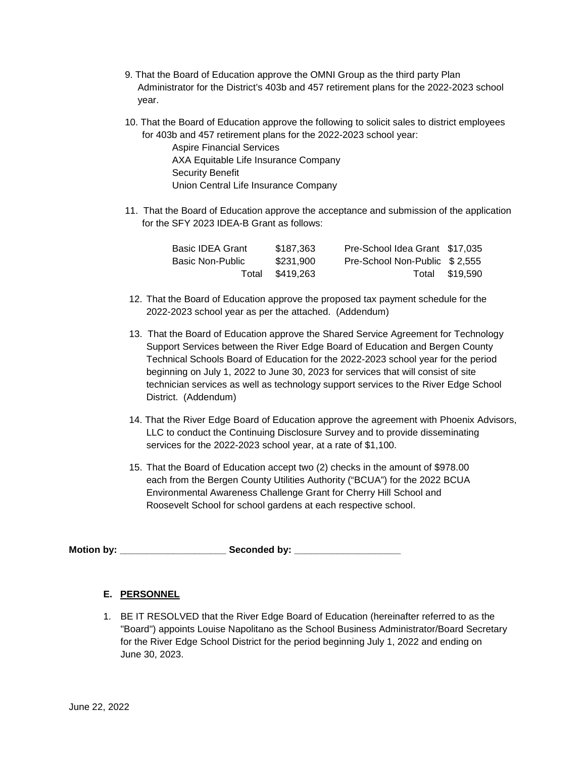9. That the Board of Education approve the OMNI Group as the third party Plan Administrator for the District's 403b and 457 retirement plans for the 2022-2023 school year.

10. That the Board of Education approve the following to solicit sales to district employees for 403b and 457 retirement plans for the 2022-2023 school year:
    - Aspire Financial Services
    - AXA Equitable Life Insurance Company
    - Security Benefit
    - Union Central Life Insurance Company

11. That the Board of Education approve the acceptance and submission of the application for the SFY 2023 IDEA-B Grant as follows:

| | | | |
|---|---|---|---|
| Basic IDEA Grant | $187,363 | Pre-School Idea Grant | $17,035 |
| Basic Non-Public | $231,900 | Pre-School Non-Public | $ 2,555 |
| Total | $419,263 | Total | $19,590 |

12. That the Board of Education approve the proposed tax payment schedule for the 2022-2023 school year as per the attached. (Addendum)

13. That the Board of Education approve the Shared Service Agreement for Technology Support Services between the River Edge Board of Education and Bergen County Technical Schools Board of Education for the 2022-2023 school year for the period beginning on July 1, 2022 to June 30, 2023 for services that will consist of site technician services as well as technology support services to the River Edge School District. (Addendum)

14. That the River Edge Board of Education approve the agreement with Phoenix Advisors, LLC to conduct the Continuing Disclosure Survey and to provide disseminating services for the 2022-2023 school year, at a rate of $1,100.

15. That the Board of Education accept two (2) checks in the amount of $978.00 each from the Bergen County Utilities Authority ("BCUA") for the 2022 BCUA Environmental Awareness Challenge Grant for Cherry Hill School and Roosevelt School for school gardens at each respective school.

**Motion by: ____________________ Seconded by: ____________________**

### E. PERSONNEL

1. BE IT RESOLVED that the River Edge Board of Education (hereinafter referred to as the "Board") appoints Louise Napolitano as the School Business Administrator/Board Secretary for the River Edge School District for the period beginning July 1, 2022 and ending on June 30, 2023.

June 22, 2022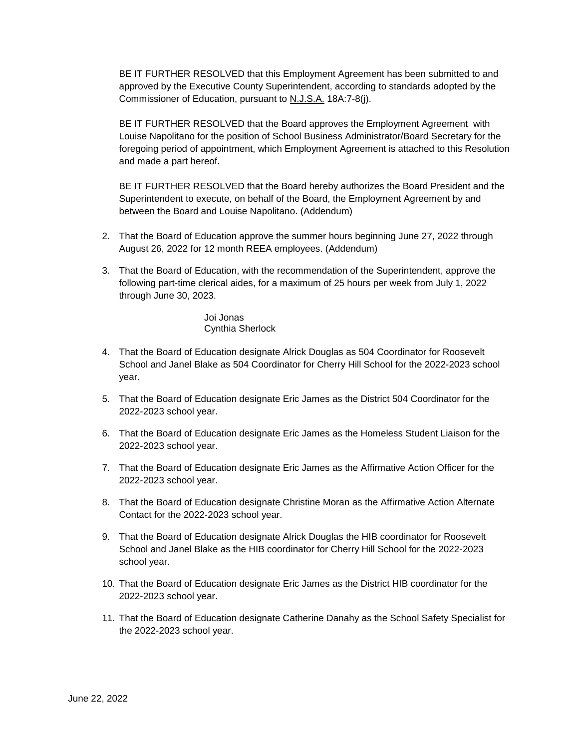BE IT FURTHER RESOLVED that this Employment Agreement has been submitted to and approved by the Executive County Superintendent, according to standards adopted by the Commissioner of Education, pursuant to N.J.S.A. 18A:7-8(j).

BE IT FURTHER RESOLVED that the Board approves the Employment Agreement with Louise Napolitano for the position of School Business Administrator/Board Secretary for the foregoing period of appointment, which Employment Agreement is attached to this Resolution and made a part hereof.

BE IT FURTHER RESOLVED that the Board hereby authorizes the Board President and the Superintendent to execute, on behalf of the Board, the Employment Agreement by and between the Board and Louise Napolitano. (Addendum)

2. That the Board of Education approve the summer hours beginning June 27, 2022 through August 26, 2022 for 12 month REEA employees. (Addendum)

3. That the Board of Education, with the recommendation of the Superintendent, approve the following part-time clerical aides, for a maximum of 25 hours per week from July 1, 2022 through June 30, 2023.

   Joi Jonas
   Cynthia Sherlock

4. That the Board of Education designate Alrick Douglas as 504 Coordinator for Roosevelt School and Janel Blake as 504 Coordinator for Cherry Hill School for the 2022-2023 school year.

5. That the Board of Education designate Eric James as the District 504 Coordinator for the 2022-2023 school year.

6. That the Board of Education designate Eric James as the Homeless Student Liaison for the 2022-2023 school year.

7. That the Board of Education designate Eric James as the Affirmative Action Officer for the 2022-2023 school year.

8. That the Board of Education designate Christine Moran as the Affirmative Action Alternate Contact for the 2022-2023 school year.

9. That the Board of Education designate Alrick Douglas the HIB coordinator for Roosevelt School and Janel Blake as the HIB coordinator for Cherry Hill School for the 2022-2023 school year.

10. That the Board of Education designate Eric James as the District HIB coordinator for the 2022-2023 school year.

11. That the Board of Education designate Catherine Danahy as the School Safety Specialist for the 2022-2023 school year.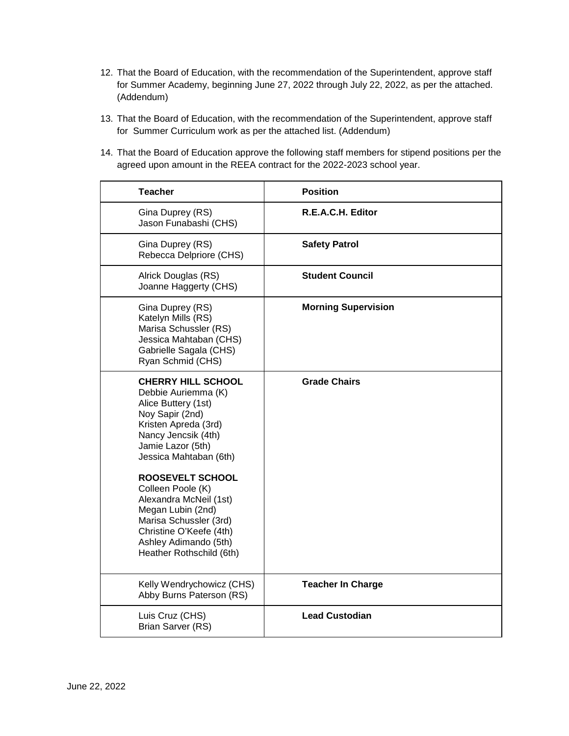12. That the Board of Education, with the recommendation of the Superintendent, approve staff for Summer Academy, beginning June 27, 2022 through July 22, 2022, as per the attached. (Addendum)

13. That the Board of Education, with the recommendation of the Superintendent, approve staff for Summer Curriculum work as per the attached list. (Addendum)

14. That the Board of Education approve the following staff members for stipend positions per the agreed upon amount in the REEA contract for the 2022-2023 school year.

| Teacher | Position |
|---|---|
| Gina Duprey (RS)<br>Jason Funabashi (CHS) | **R.E.A.C.H. Editor** |
| Gina Duprey (RS)<br>Rebecca Delpriore (CHS) | **Safety Patrol** |
| Alrick Douglas (RS)<br>Joanne Haggerty (CHS) | **Student Council** |
| Gina Duprey (RS)<br>Katelyn Mills (RS)<br>Marisa Schussler (RS)<br>Jessica Mahtaban (CHS)<br>Gabrielle Sagala (CHS)<br>Ryan Schmid (CHS) | **Morning Supervision** |
| **CHERRY HILL SCHOOL**<br>Debbie Auriemma (K)<br>Alice Buttery (1st)<br>Noy Sapir (2nd)<br>Kristen Apreda (3rd)<br>Nancy Jencsik (4th)<br>Jamie Lazor (5th)<br>Jessica Mahtaban (6th)<br><br>**ROOSEVELT SCHOOL**<br>Colleen Poole (K)<br>Alexandra McNeil (1st)<br>Megan Lubin (2nd)<br>Marisa Schussler (3rd)<br>Christine O'Keefe (4th)<br>Ashley Adimando (5th)<br>Heather Rothschild (6th) | **Grade Chairs** |
| Kelly Wendrychowicz (CHS)<br>Abby Burns Paterson (RS) | **Teacher In Charge** |
| Luis Cruz (CHS)<br>Brian Sarver (RS) | **Lead Custodian** |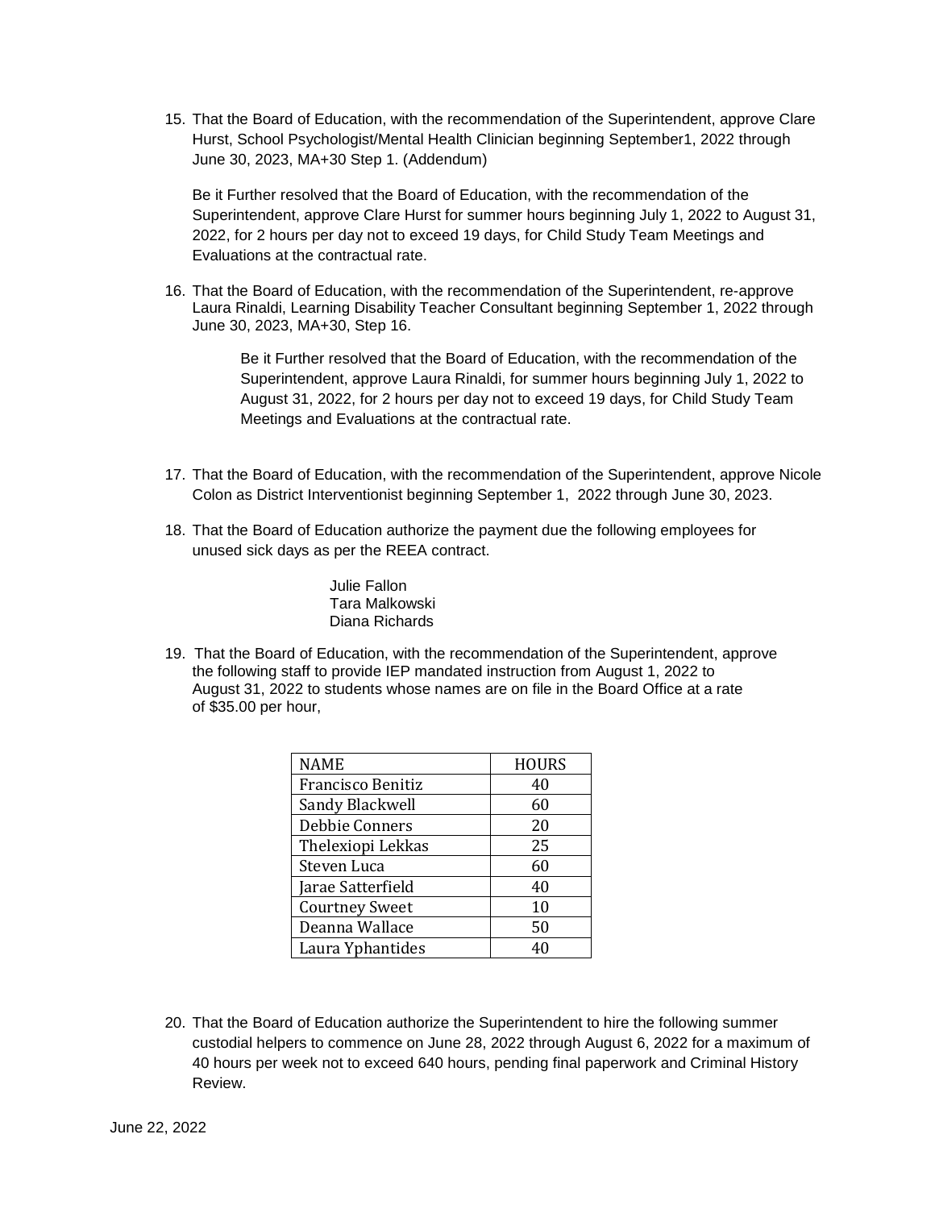15. That the Board of Education, with the recommendation of the Superintendent, approve Clare Hurst, School Psychologist/Mental Health Clinician beginning September1, 2022 through June 30, 2023, MA+30 Step 1. (Addendum)

    Be it Further resolved that the Board of Education, with the recommendation of the Superintendent, approve Clare Hurst for summer hours beginning July 1, 2022 to August 31, 2022, for 2 hours per day not to exceed 19 days, for Child Study Team Meetings and Evaluations at the contractual rate.

16. That the Board of Education, with the recommendation of the Superintendent, re-approve Laura Rinaldi, Learning Disability Teacher Consultant beginning September 1, 2022 through June 30, 2023, MA+30, Step 16.

    Be it Further resolved that the Board of Education, with the recommendation of the Superintendent, approve Laura Rinaldi, for summer hours beginning July 1, 2022 to August 31, 2022, for 2 hours per day not to exceed 19 days, for Child Study Team Meetings and Evaluations at the contractual rate.

17. That the Board of Education, with the recommendation of the Superintendent, approve Nicole Colon as District Interventionist beginning September 1, 2022 through June 30, 2023.

18. That the Board of Education authorize the payment due the following employees for unused sick days as per the REEA contract.

    Julie Fallon
    Tara Malkowski
    Diana Richards

19. That the Board of Education, with the recommendation of the Superintendent, approve the following staff to provide IEP mandated instruction from August 1, 2022 to August 31, 2022 to students whose names are on file in the Board Office at a rate of $35.00 per hour,

| NAME | HOURS |
|---|---|
| Francisco Benitiz | 40 |
| Sandy Blackwell | 60 |
| Debbie Conners | 20 |
| Thelexiopi Lekkas | 25 |
| Steven Luca | 60 |
| Jarae Satterfield | 40 |
| Courtney Sweet | 10 |
| Deanna Wallace | 50 |
| Laura Yphantides | 40 |

20. That the Board of Education authorize the Superintendent to hire the following summer custodial helpers to commence on June 28, 2022 through August 6, 2022 for a maximum of 40 hours per week not to exceed 640 hours, pending final paperwork and Criminal History Review.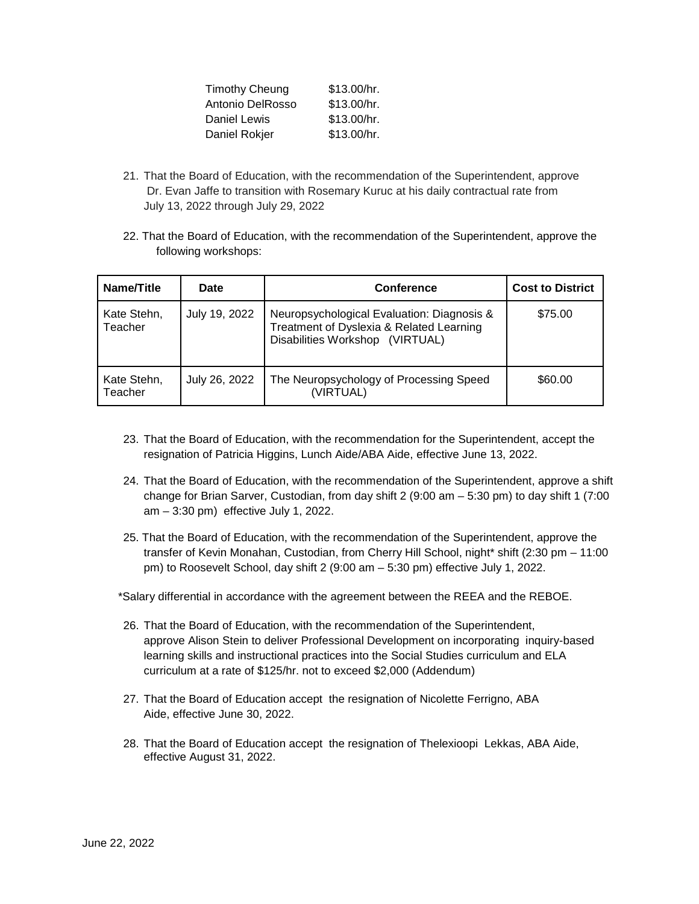| | |
|---|---|
| Timothy Cheung | \$13.00/hr. |
| Antonio DelRosso | \$13.00/hr. |
| Daniel Lewis | \$13.00/hr. |
| Daniel Rokjer | \$13.00/hr. |

21. That the Board of Education, with the recommendation of the Superintendent, approve Dr. Evan Jaffe to transition with Rosemary Kuruc at his daily contractual rate from July 13, 2022 through July 29, 2022

22. That the Board of Education, with the recommendation of the Superintendent, approve the following workshops:

| Name/Title | Date | Conference | Cost to District |
|---|---|---|---|
| Kate Stehn, Teacher | July 19, 2022 | Neuropsychological Evaluation: Diagnosis & Treatment of Dyslexia & Related Learning Disabilities Workshop (VIRTUAL) | \$75.00 |
| Kate Stehn, Teacher | July 26, 2022 | The Neuropsychology of Processing Speed (VIRTUAL) | \$60.00 |

23. That the Board of Education, with the recommendation for the Superintendent, accept the resignation of Patricia Higgins, Lunch Aide/ABA Aide, effective June 13, 2022.

24. That the Board of Education, with the recommendation of the Superintendent, approve a shift change for Brian Sarver, Custodian, from day shift 2 (9:00 am – 5:30 pm) to day shift 1 (7:00 am – 3:30 pm) effective July 1, 2022.

25. That the Board of Education, with the recommendation of the Superintendent, approve the transfer of Kevin Monahan, Custodian, from Cherry Hill School, night* shift (2:30 pm – 11:00 pm) to Roosevelt School, day shift 2 (9:00 am – 5:30 pm) effective July 1, 2022.

*Salary differential in accordance with the agreement between the REEA and the REBOE.

26. That the Board of Education, with the recommendation of the Superintendent, approve Alison Stein to deliver Professional Development on incorporating inquiry-based learning skills and instructional practices into the Social Studies curriculum and ELA curriculum at a rate of \$125/hr. not to exceed \$2,000 (Addendum)

27. That the Board of Education accept the resignation of Nicolette Ferrigno, ABA Aide, effective June 30, 2022.

28. That the Board of Education accept the resignation of Thelexioopi Lekkas, ABA Aide, effective August 31, 2022.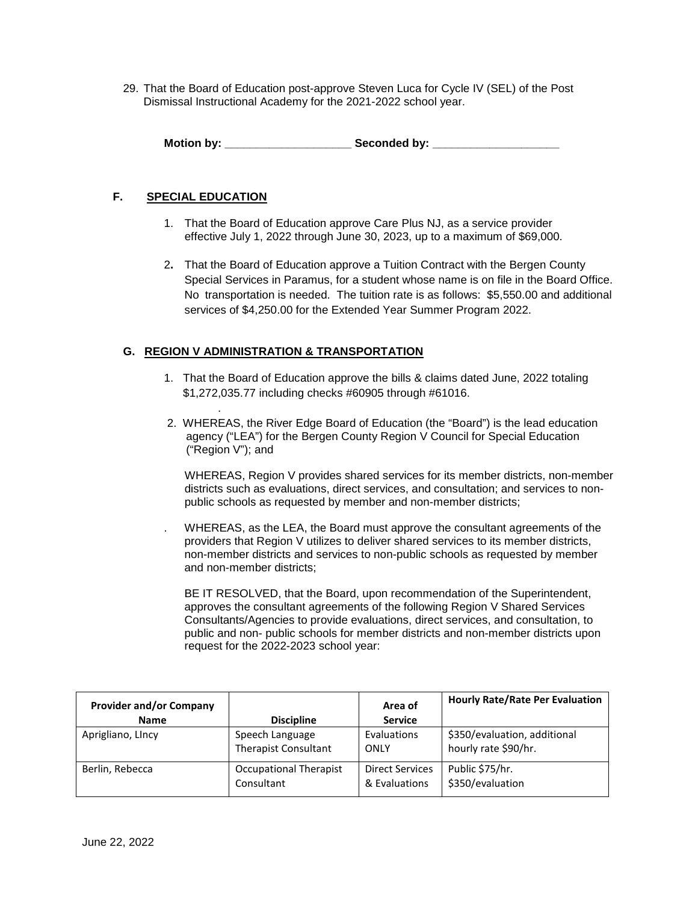29. That the Board of Education post-approve Steven Luca for Cycle IV (SEL) of the Post Dismissal Instructional Academy for the 2021-2022 school year.

**Motion by: ____________________ Seconded by: ____________________**

## F. SPECIAL EDUCATION

1. That the Board of Education approve Care Plus NJ, as a service provider effective July 1, 2022 through June 30, 2023, up to a maximum of $69,000.

2. That the Board of Education approve a Tuition Contract with the Bergen County Special Services in Paramus, for a student whose name is on file in the Board Office. No transportation is needed. The tuition rate is as follows: $5,550.00 and additional services of $4,250.00 for the Extended Year Summer Program 2022.

## G. REGION V ADMINISTRATION & TRANSPORTATION

1. That the Board of Education approve the bills & claims dated June, 2022 totaling $1,272,035.77 including checks #60905 through #61016.

2. WHEREAS, the River Edge Board of Education (the "Board") is the lead education agency ("LEA") for the Bergen County Region V Council for Special Education ("Region V"); and

   WHEREAS, Region V provides shared services for its member districts, non-member districts such as evaluations, direct services, and consultation; and services to non-public schools as requested by member and non-member districts;

   WHEREAS, as the LEA, the Board must approve the consultant agreements of the providers that Region V utilizes to deliver shared services to its member districts, non-member districts and services to non-public schools as requested by member and non-member districts;

   BE IT RESOLVED, that the Board, upon recommendation of the Superintendent, approves the consultant agreements of the following Region V Shared Services Consultants/Agencies to provide evaluations, direct services, and consultation, to public and non- public schools for member districts and non-member districts upon request for the 2022-2023 school year:

| Provider and/or Company Name | Discipline | Area of Service | Hourly Rate/Rate Per Evaluation |
|---|---|---|---|
| Aprigliano, LIncy | Speech Language Therapist Consultant | Evaluations ONLY | $350/evaluation, additional hourly rate $90/hr. |
| Berlin, Rebecca | Occupational Therapist Consultant | Direct Services & Evaluations | Public $75/hr. $350/evaluation |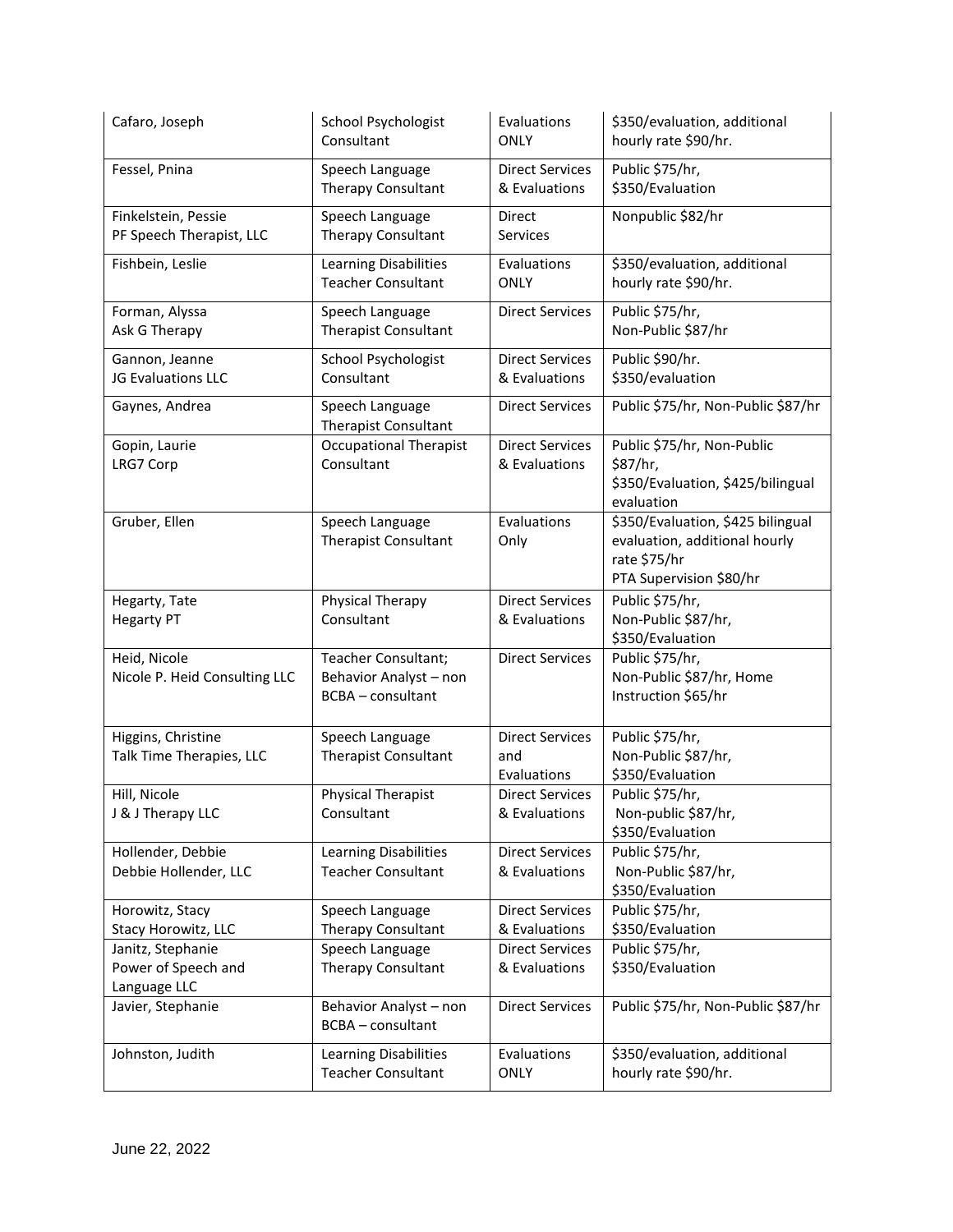| Cafaro, Joseph | School Psychologist Consultant | Evaluations ONLY | $350/evaluation, additional hourly rate $90/hr. |
|---|---|---|---|
| Fessel, Pnina | Speech Language Therapy Consultant | Direct Services & Evaluations | Public $75/hr, $350/Evaluation |
| Finkelstein, Pessie<br>PF Speech Therapist, LLC | Speech Language Therapy Consultant | Direct Services | Nonpublic $82/hr |
| Fishbein, Leslie | Learning Disabilities Teacher Consultant | Evaluations ONLY | $350/evaluation, additional hourly rate $90/hr. |
| Forman, Alyssa<br>Ask G Therapy | Speech Language Therapist Consultant | Direct Services | Public $75/hr,<br>Non-Public $87/hr |
| Gannon, Jeanne<br>JG Evaluations LLC | School Psychologist Consultant | Direct Services & Evaluations | Public $90/hr.<br>$350/evaluation |
| Gaynes, Andrea | Speech Language Therapist Consultant | Direct Services | Public $75/hr, Non-Public $87/hr |
| Gopin, Laurie<br>LRG7 Corp | Occupational Therapist Consultant | Direct Services & Evaluations | Public $75/hr, Non-Public $87/hr,<br>$350/Evaluation, $425/bilingual evaluation |
| Gruber, Ellen | Speech Language Therapist Consultant | Evaluations Only | $350/Evaluation, $425 bilingual evaluation, additional hourly rate $75/hr<br>PTA Supervision $80/hr |
| Hegarty, Tate<br>Hegarty PT | Physical Therapy Consultant | Direct Services & Evaluations | Public $75/hr,<br>Non-Public $87/hr,<br>$350/Evaluation |
| Heid, Nicole<br>Nicole P. Heid Consulting LLC | Teacher Consultant; Behavior Analyst – non BCBA – consultant | Direct Services | Public $75/hr,<br>Non-Public $87/hr, Home Instruction $65/hr |
| Higgins, Christine<br>Talk Time Therapies, LLC | Speech Language Therapist Consultant | Direct Services and Evaluations | Public $75/hr,<br>Non-Public $87/hr,<br>$350/Evaluation |
| Hill, Nicole<br>J & J Therapy LLC | Physical Therapist Consultant | Direct Services & Evaluations | Public $75/hr,<br>Non-public $87/hr,<br>$350/Evaluation |
| Hollender, Debbie<br>Debbie Hollender, LLC | Learning Disabilities Teacher Consultant | Direct Services & Evaluations | Public $75/hr,<br>Non-Public $87/hr,<br>$350/Evaluation |
| Horowitz, Stacy<br>Stacy Horowitz, LLC | Speech Language Therapy Consultant | Direct Services & Evaluations | Public $75/hr,<br>$350/Evaluation |
| Janitz, Stephanie<br>Power of Speech and Language LLC | Speech Language Therapy Consultant | Direct Services & Evaluations | Public $75/hr,<br>$350/Evaluation |
| Javier, Stephanie | Behavior Analyst – non BCBA – consultant | Direct Services | Public $75/hr, Non-Public $87/hr |
| Johnston, Judith | Learning Disabilities Teacher Consultant | Evaluations ONLY | $350/evaluation, additional hourly rate $90/hr. |

June 22, 2022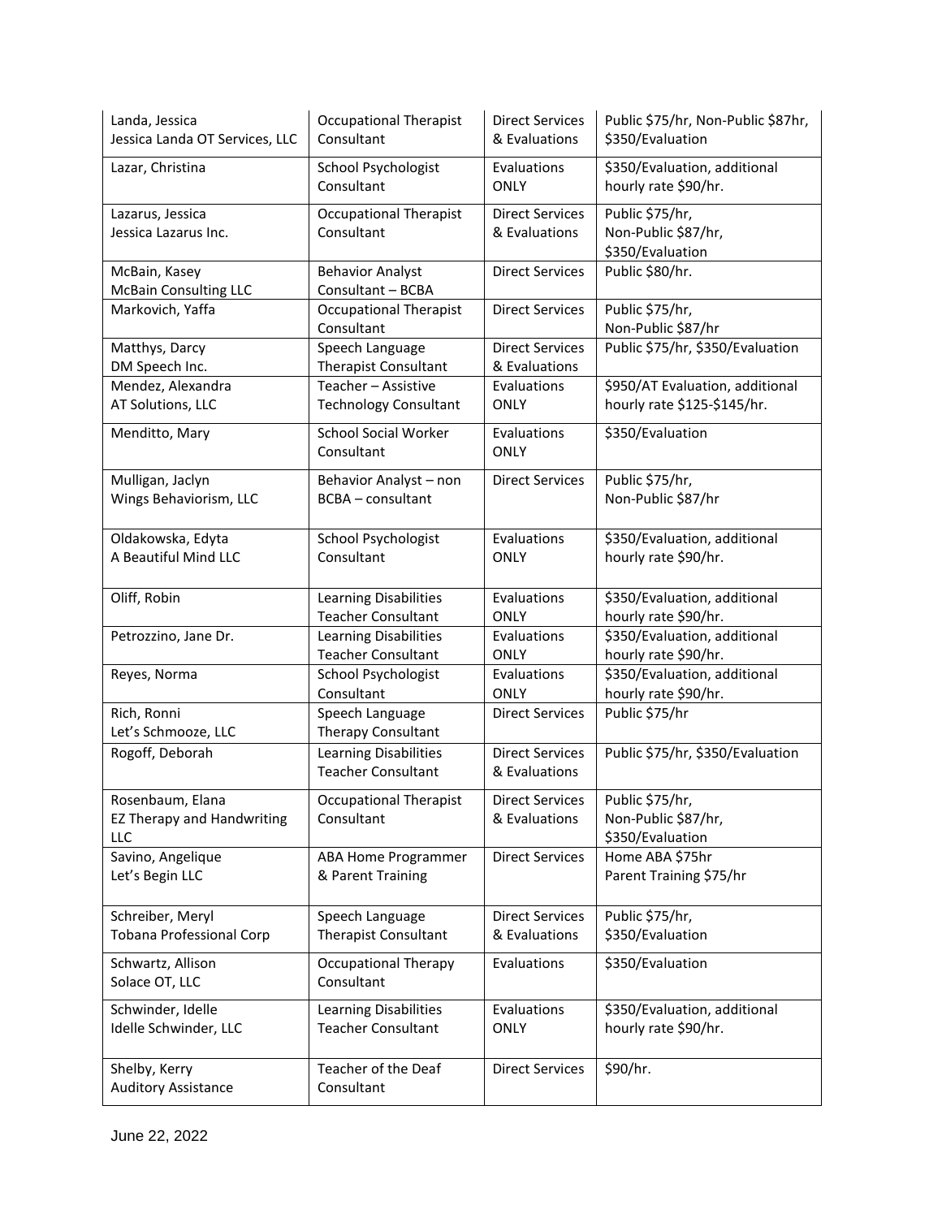| | | | |
|---|---|---|---|
| Landa, Jessica<br>Jessica Landa OT Services, LLC | Occupational Therapist Consultant | Direct Services & Evaluations | Public $75/hr, Non-Public $87hr, $350/Evaluation |
| Lazar, Christina | School Psychologist Consultant | Evaluations ONLY | $350/Evaluation, additional hourly rate $90/hr. |
| Lazarus, Jessica<br>Jessica Lazarus Inc. | Occupational Therapist Consultant | Direct Services & Evaluations | Public $75/hr,<br>Non-Public $87/hr,<br>$350/Evaluation |
| McBain, Kasey<br>McBain Consulting LLC | Behavior Analyst Consultant – BCBA | Direct Services | Public $80/hr. |
| Markovich, Yaffa | Occupational Therapist Consultant | Direct Services | Public $75/hr,<br>Non-Public $87/hr |
| Matthys, Darcy<br>DM Speech Inc. | Speech Language Therapist Consultant | Direct Services & Evaluations | Public $75/hr, $350/Evaluation |
| Mendez, Alexandra<br>AT Solutions, LLC | Teacher – Assistive Technology Consultant | Evaluations ONLY | $950/AT Evaluation, additional hourly rate $125-$145/hr. |
| Menditto, Mary | School Social Worker Consultant | Evaluations ONLY | $350/Evaluation |
| Mulligan, Jaclyn<br>Wings Behaviorism, LLC | Behavior Analyst – non BCBA – consultant | Direct Services | Public $75/hr,<br>Non-Public $87/hr |
| Oldakowska, Edyta<br>A Beautiful Mind LLC | School Psychologist Consultant | Evaluations ONLY | $350/Evaluation, additional hourly rate $90/hr. |
| Oliff, Robin | Learning Disabilities Teacher Consultant | Evaluations ONLY | $350/Evaluation, additional hourly rate $90/hr. |
| Petrozzino, Jane Dr. | Learning Disabilities Teacher Consultant | Evaluations ONLY | $350/Evaluation, additional hourly rate $90/hr. |
| Reyes, Norma | School Psychologist Consultant | Evaluations ONLY | $350/Evaluation, additional hourly rate $90/hr. |
| Rich, Ronni<br>Let's Schmooze, LLC | Speech Language Therapy Consultant | Direct Services | Public $75/hr |
| Rogoff, Deborah | Learning Disabilities Teacher Consultant | Direct Services & Evaluations | Public $75/hr, $350/Evaluation |
| Rosenbaum, Elana<br>EZ Therapy and Handwriting LLC | Occupational Therapist Consultant | Direct Services & Evaluations | Public $75/hr,<br>Non-Public $87/hr,<br>$350/Evaluation |
| Savino, Angelique<br>Let's Begin LLC | ABA Home Programmer & Parent Training | Direct Services | Home ABA $75hr<br>Parent Training $75/hr |
| Schreiber, Meryl<br>Tobana Professional Corp | Speech Language Therapist Consultant | Direct Services & Evaluations | Public $75/hr,<br>$350/Evaluation |
| Schwartz, Allison<br>Solace OT, LLC | Occupational Therapy Consultant | Evaluations | $350/Evaluation |
| Schwinder, Idelle<br>Idelle Schwinder, LLC | Learning Disabilities Teacher Consultant | Evaluations ONLY | $350/Evaluation, additional hourly rate $90/hr. |
| Shelby, Kerry<br>Auditory Assistance | Teacher of the Deaf Consultant | Direct Services | $90/hr. |

June 22, 2022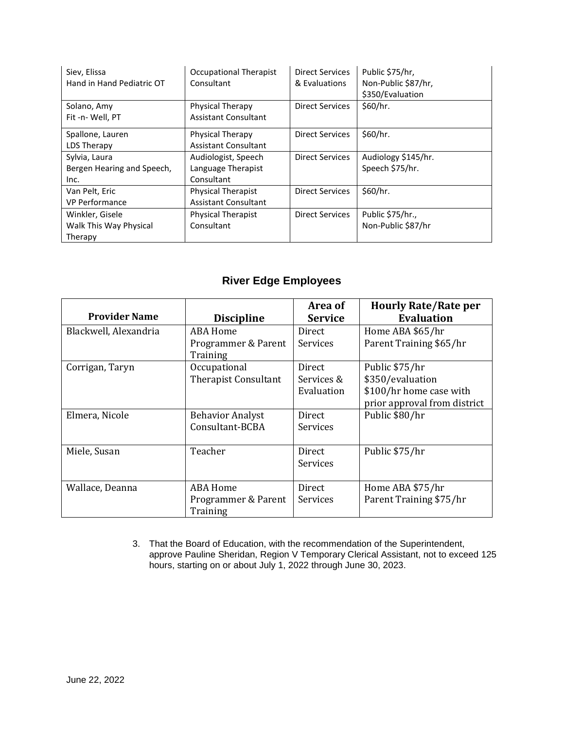| | | | |
|---|---|---|---|
| Siev, Elissa<br>Hand in Hand Pediatric OT | Occupational Therapist Consultant | Direct Services & Evaluations | Public $75/hr,<br>Non-Public $87/hr,<br>$350/Evaluation |
| Solano, Amy<br>Fit -n- Well, PT | Physical Therapy Assistant Consultant | Direct Services | $60/hr. |
| Spallone, Lauren<br>LDS Therapy | Physical Therapy Assistant Consultant | Direct Services | $60/hr. |
| Sylvia, Laura<br>Bergen Hearing and Speech, Inc. | Audiologist, Speech Language Therapist Consultant | Direct Services | Audiology $145/hr.<br>Speech $75/hr. |
| Van Pelt, Eric<br>VP Performance | Physical Therapist Assistant Consultant | Direct Services | $60/hr. |
| Winkler, Gisele<br>Walk This Way Physical Therapy | Physical Therapist Consultant | Direct Services | Public $75/hr.,<br>Non-Public $87/hr |

## River Edge Employees

| Provider Name | Discipline | Area of Service | Hourly Rate/Rate per Evaluation |
|---|---|---|---|
| Blackwell, Alexandria | ABA Home Programmer & Parent Training | Direct Services | Home ABA $65/hr<br>Parent Training $65/hr |
| Corrigan, Taryn | Occupational Therapist Consultant | Direct Services & Evaluation | Public $75/hr<br>$350/evaluation<br>$100/hr home case with prior approval from district |
| Elmera, Nicole | Behavior Analyst Consultant-BCBA | Direct Services | Public $80/hr |
| Miele, Susan | Teacher | Direct Services | Public $75/hr |
| Wallace, Deanna | ABA Home Programmer & Parent Training | Direct Services | Home ABA $75/hr<br>Parent Training $75/hr |

3. That the Board of Education, with the recommendation of the Superintendent, approve Pauline Sheridan, Region V Temporary Clerical Assistant, not to exceed 125 hours, starting on or about July 1, 2022 through June 30, 2023.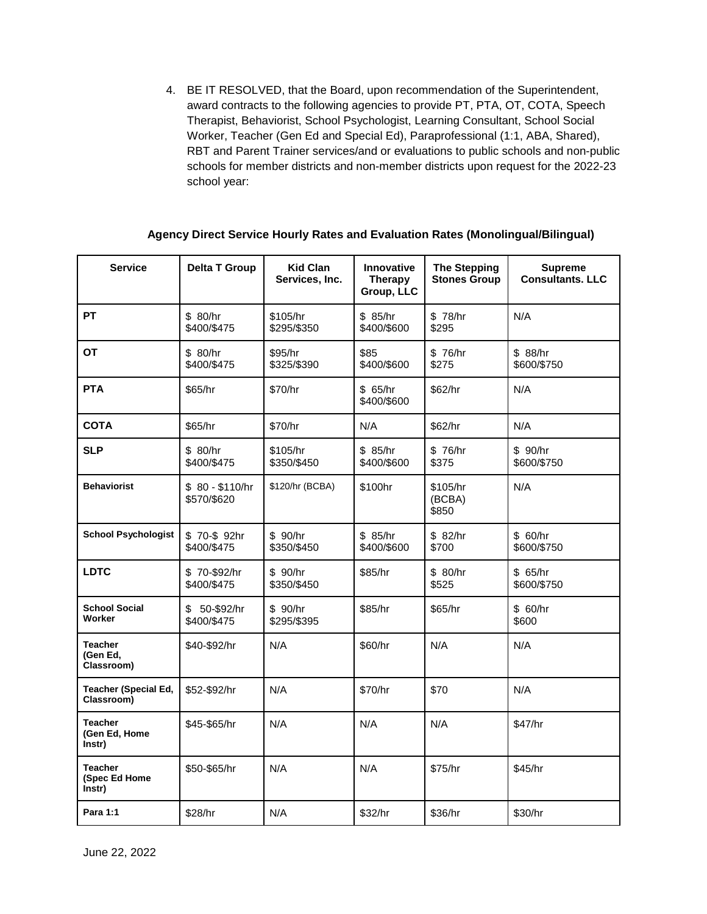4. BE IT RESOLVED, that the Board, upon recommendation of the Superintendent, award contracts to the following agencies to provide PT, PTA, OT, COTA, Speech Therapist, Behaviorist, School Psychologist, Learning Consultant, School Social Worker, Teacher (Gen Ed and Special Ed), Paraprofessional (1:1, ABA, Shared), RBT and Parent Trainer services/and or evaluations to public schools and non-public schools for member districts and non-member districts upon request for the 2022-23 school year:

**Agency Direct Service Hourly Rates and Evaluation Rates (Monolingual/Bilingual)**

| Service | Delta T Group | Kid Clan Services, Inc. | Innovative Therapy Group, LLC | The Stepping Stones Group | Supreme Consultants. LLC |
|---|---|---|---|---|---|
| **PT** | $ 80/hr<br>$400/$475 | $105/hr<br>$295/$350 | $ 85/hr<br>$400/$600 | $ 78/hr<br>$295 | N/A |
| **OT** | $ 80/hr<br>$400/$475 | $95/hr<br>$325/$390 | $85<br>$400/$600 | $ 76/hr<br>$275 | $ 88/hr<br>$600/$750 |
| **PTA** | $65/hr | $70/hr | $ 65/hr<br>$400/$600 | $62/hr | N/A |
| **COTA** | $65/hr | $70/hr | N/A | $62/hr | N/A |
| **SLP** | $ 80/hr<br>$400/$475 | $105/hr<br>$350/$450 | $ 85/hr<br>$400/$600 | $ 76/hr<br>$375 | $ 90/hr<br>$600/$750 |
| **Behaviorist** | $ 80 - $110/hr<br>$570/$620 | $120/hr (BCBA) | $100hr | $105/hr<br>(BCBA)<br>$850 | N/A |
| **School Psychologist** | $ 70-$ 92hr<br>$400/$475 | $ 90/hr<br>$350/$450 | $ 85/hr<br>$400/$600 | $ 82/hr<br>$700 | $ 60/hr<br>$600/$750 |
| **LDTC** | $ 70-$92/hr<br>$400/$475 | $ 90/hr<br>$350/$450 | $85/hr | $ 80/hr<br>$525 | $ 65/hr<br>$600/$750 |
| **School Social Worker** | $ 50-$92/hr<br>$400/$475 | $ 90/hr<br>$295/$395 | $85/hr | $65/hr | $ 60/hr<br>$600 |
| **Teacher (Gen Ed, Classroom)** | $40-$92/hr | N/A | $60/hr | N/A | N/A |
| **Teacher (Special Ed, Classroom)** | $52-$92/hr | N/A | $70/hr | $70 | N/A |
| **Teacher (Gen Ed, Home Instr)** | $45-$65/hr | N/A | N/A | N/A | $47/hr |
| **Teacher (Spec Ed Home Instr)** | $50-$65/hr | N/A | N/A | $75/hr | $45/hr |
| **Para 1:1** | $28/hr | N/A | $32/hr | $36/hr | $30/hr |

June 22, 2022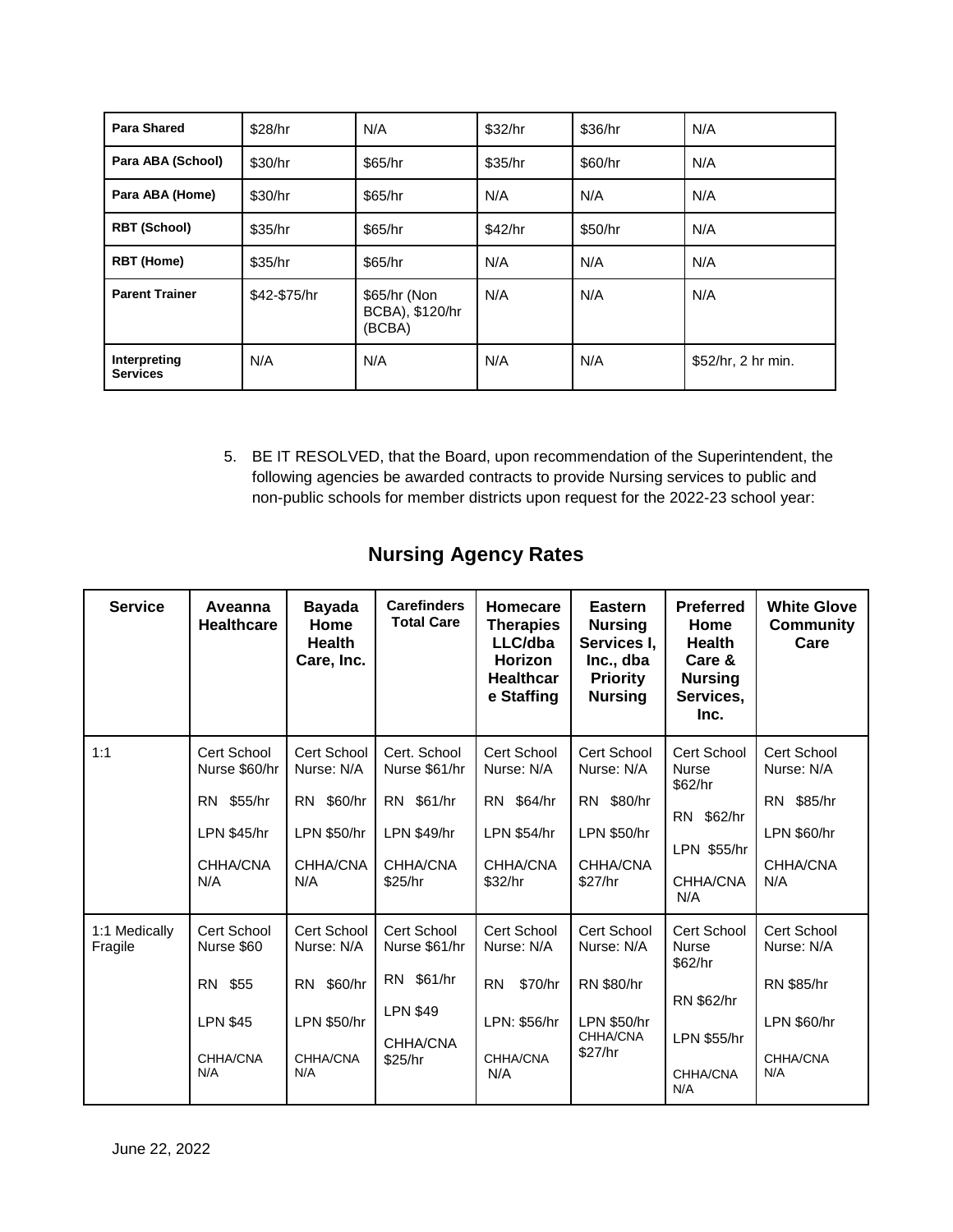| Para Shared | $28/hr | N/A | $32/hr | $36/hr | N/A |
|---|---|---|---|---|---|
| Para ABA (School) | $30/hr | $65/hr | $35/hr | $60/hr | N/A |
| Para ABA (Home) | $30/hr | $65/hr | N/A | N/A | N/A |
| RBT (School) | $35/hr | $65/hr | $42/hr | $50/hr | N/A |
| RBT (Home) | $35/hr | $65/hr | N/A | N/A | N/A |
| Parent Trainer | $42-$75/hr | $65/hr (Non BCBA), $120/hr (BCBA) | N/A | N/A | N/A |
| Interpreting Services | N/A | N/A | N/A | N/A | $52/hr, 2 hr min. |

5. BE IT RESOLVED, that the Board, upon recommendation of the Superintendent, the following agencies be awarded contracts to provide Nursing services to public and non-public schools for member districts upon request for the 2022-23 school year:

## Nursing Agency Rates

| Service | Aveanna Healthcare | Bayada Home Health Care, Inc. | Carefinders Total Care | Homecare Therapies LLC/dba Horizon Healthcare Staffing | Eastern Nursing Services I, Inc., dba Priority Nursing | Preferred Home Health Care & Nursing Services, Inc. | White Glove Community Care |
|---|---|---|---|---|---|---|---|
| 1:1 | Cert School Nurse $60/hr<br>RN $55/hr<br>LPN $45/hr<br>CHHA/CNA N/A | Cert School Nurse: N/A<br>RN $60/hr<br>LPN $50/hr<br>CHHA/CNA N/A | Cert. School Nurse $61/hr<br>RN $61/hr<br>LPN $49/hr<br>CHHA/CNA $25/hr | Cert School Nurse: N/A<br>RN $64/hr<br>LPN $54/hr<br>CHHA/CNA $32/hr | Cert School Nurse: N/A<br>RN $80/hr<br>LPN $50/hr<br>CHHA/CNA $27/hr | Cert School Nurse $62/hr<br>RN $62/hr<br>LPN $55/hr<br>CHHA/CNA N/A | Cert School Nurse: N/A<br>RN $85/hr<br>LPN $60/hr<br>CHHA/CNA N/A |
| 1:1 Medically Fragile | Cert School Nurse $60<br>RN $55<br>LPN $45<br>CHHA/CNA N/A | Cert School Nurse: N/A<br>RN $60/hr<br>LPN $50/hr<br>CHHA/CNA N/A | Cert School Nurse $61/hr<br>RN $61/hr<br>LPN $49<br>CHHA/CNA $25/hr | Cert School Nurse: N/A<br>RN $70/hr<br>LPN: $56/hr<br>CHHA/CNA N/A | Cert School Nurse: N/A<br>RN $80/hr<br>LPN $50/hr<br>CHHA/CNA $27/hr | Cert School Nurse $62/hr<br>RN $62/hr<br>LPN $55/hr<br>CHHA/CNA N/A | Cert School Nurse: N/A<br>RN $85/hr<br>LPN $60/hr<br>CHHA/CNA N/A |

June 22, 2022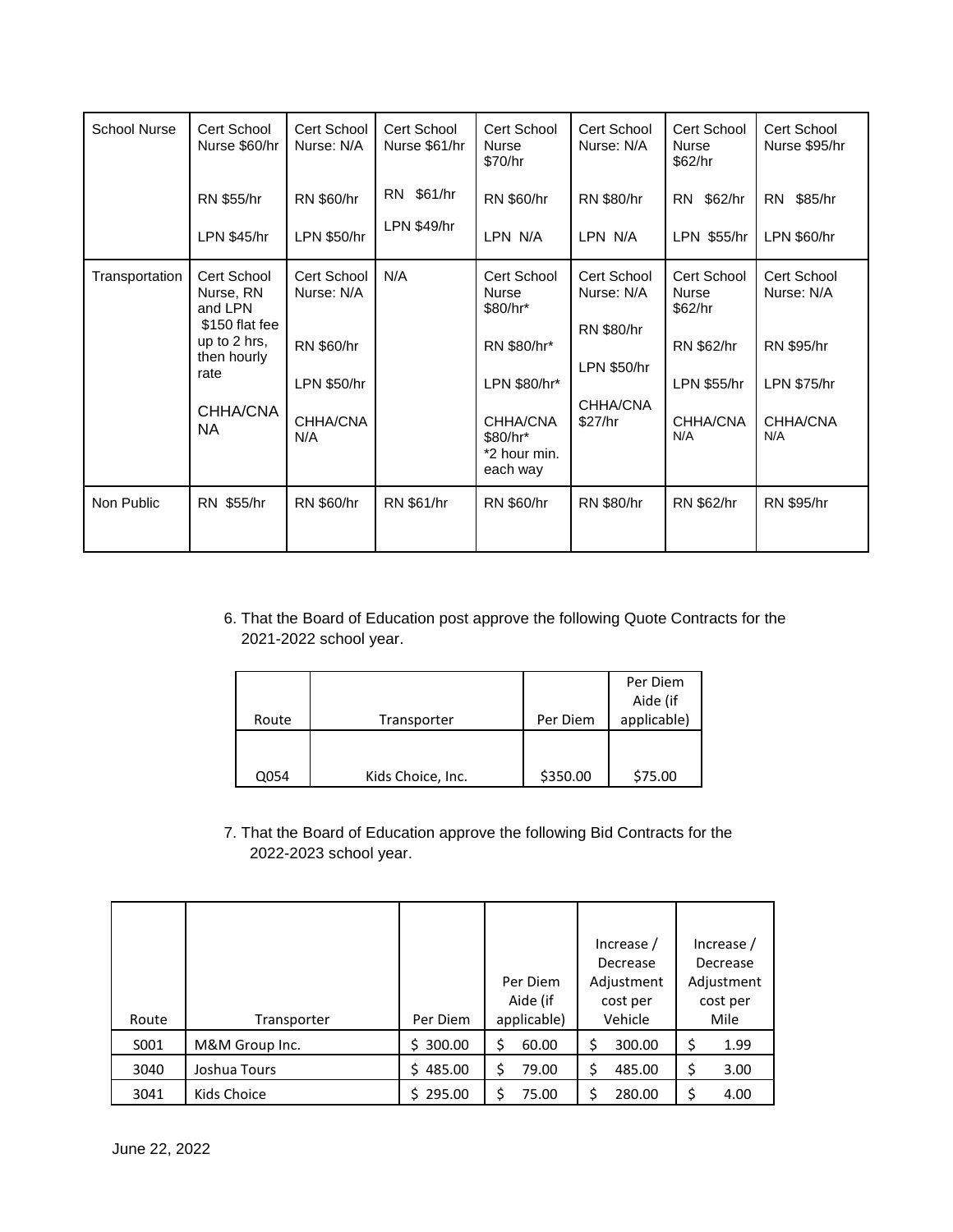| School Nurse | Cert School Nurse $60/hr<br><br>RN $55/hr<br><br>LPN $45/hr | Cert School Nurse: N/A<br><br>RN $60/hr<br><br>LPN $50/hr | Cert School Nurse $61/hr<br><br>RN $61/hr<br><br>LPN $49/hr | Cert School Nurse $70/hr<br><br>RN $60/hr<br><br>LPN N/A | Cert School Nurse: N/A<br><br>RN $80/hr<br><br>LPN N/A | Cert School Nurse $62/hr<br><br>RN $62/hr<br><br>LPN $55/hr | Cert School Nurse $95/hr<br><br>RN $85/hr<br><br>LPN $60/hr |
|---|---|---|---|---|---|---|---|
| Transportation | Cert School Nurse, RN and LPN $150 flat fee up to 2 hrs, then hourly rate<br><br>CHHA/CNA NA | Cert School Nurse: N/A<br><br>RN $60/hr<br><br>LPN $50/hr<br><br>CHHA/CNA N/A | N/A | Cert School Nurse $80/hr*<br><br>RN $80/hr*<br><br>LPN $80/hr*<br><br>CHHA/CNA $80/hr*<br>*2 hour min. each way | Cert School Nurse: N/A<br><br>RN $80/hr<br><br>LPN $50/hr<br><br>CHHA/CNA $27/hr | Cert School Nurse $62/hr<br><br>RN $62/hr<br><br>LPN $55/hr<br><br>CHHA/CNA N/A | Cert School Nurse: N/A<br><br>RN $95/hr<br><br>LPN $75/hr<br><br>CHHA/CNA N/A |
| Non Public | RN $55/hr | RN $60/hr | RN $61/hr | RN $60/hr | RN $80/hr | RN $62/hr | RN $95/hr |

6. That the Board of Education post approve the following Quote Contracts for the 2021-2022 school year.

| Route | Transporter | Per Diem | Per Diem Aide (if applicable) |
|---|---|---|---|
| Q054 | Kids Choice, Inc. | $350.00 | $75.00 |

7. That the Board of Education approve the following Bid Contracts for the 2022-2023 school year.

| Route | Transporter | Per Diem | Per Diem Aide (if applicable) | Increase / Decrease Adjustment cost per Vehicle | Increase / Decrease Adjustment cost per Mile |
|---|---|---|---|---|---|
| S001 | M&M Group Inc. | $ 300.00 | $ 60.00 | $ 300.00 | $ 1.99 |
| 3040 | Joshua Tours | $ 485.00 | $ 79.00 | $ 485.00 | $ 3.00 |
| 3041 | Kids Choice | $ 295.00 | $ 75.00 | $ 280.00 | $ 4.00 |

June 22, 2022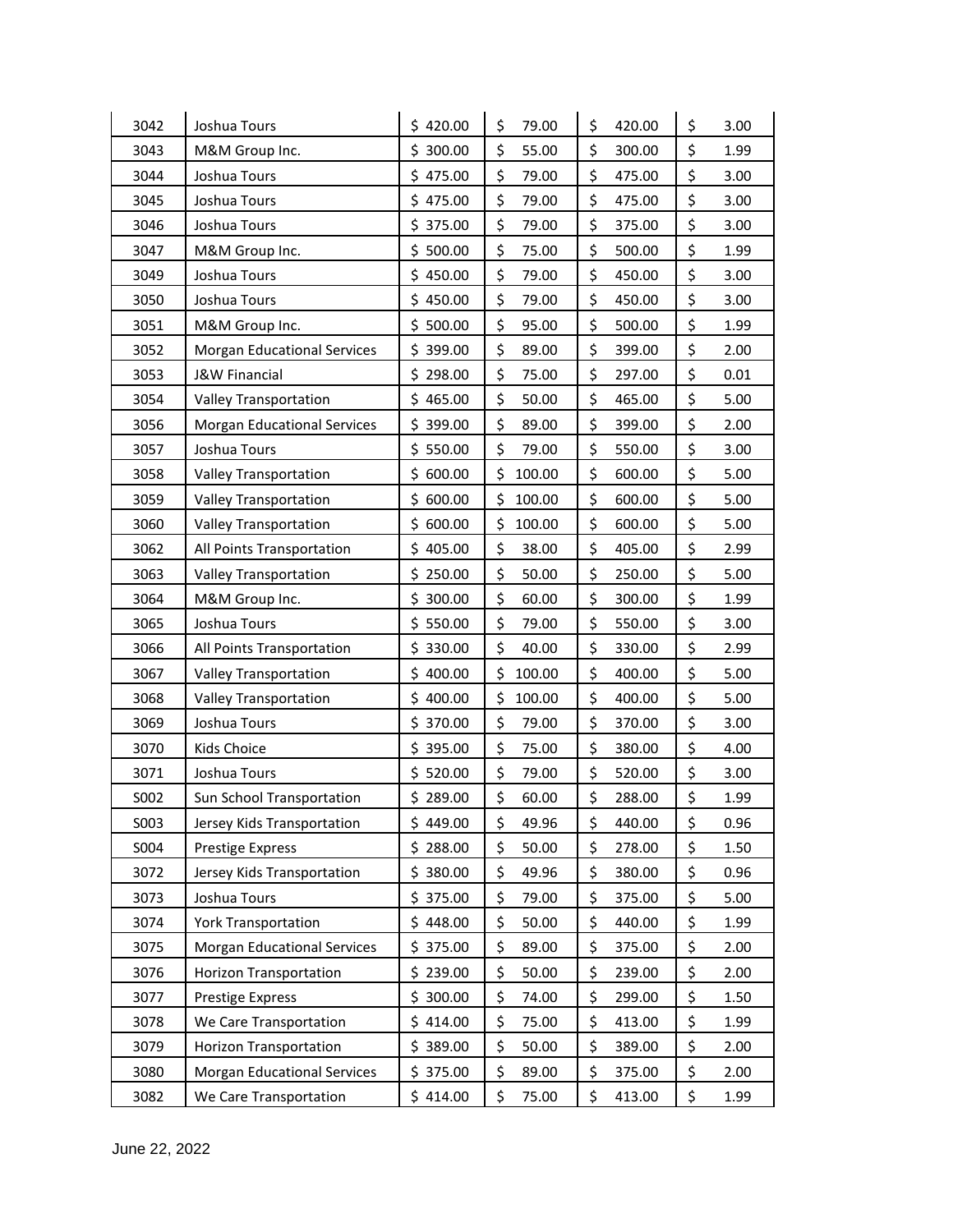| | | | | | |
|---|---|---|---|---|---|
| 3042 | Joshua Tours | $ 420.00 | $ 79.00 | $ 420.00 | $ 3.00 |
| 3043 | M&M Group Inc. | $ 300.00 | $ 55.00 | $ 300.00 | $ 1.99 |
| 3044 | Joshua Tours | $ 475.00 | $ 79.00 | $ 475.00 | $ 3.00 |
| 3045 | Joshua Tours | $ 475.00 | $ 79.00 | $ 475.00 | $ 3.00 |
| 3046 | Joshua Tours | $ 375.00 | $ 79.00 | $ 375.00 | $ 3.00 |
| 3047 | M&M Group Inc. | $ 500.00 | $ 75.00 | $ 500.00 | $ 1.99 |
| 3049 | Joshua Tours | $ 450.00 | $ 79.00 | $ 450.00 | $ 3.00 |
| 3050 | Joshua Tours | $ 450.00 | $ 79.00 | $ 450.00 | $ 3.00 |
| 3051 | M&M Group Inc. | $ 500.00 | $ 95.00 | $ 500.00 | $ 1.99 |
| 3052 | Morgan Educational Services | $ 399.00 | $ 89.00 | $ 399.00 | $ 2.00 |
| 3053 | J&W Financial | $ 298.00 | $ 75.00 | $ 297.00 | $ 0.01 |
| 3054 | Valley Transportation | $ 465.00 | $ 50.00 | $ 465.00 | $ 5.00 |
| 3056 | Morgan Educational Services | $ 399.00 | $ 89.00 | $ 399.00 | $ 2.00 |
| 3057 | Joshua Tours | $ 550.00 | $ 79.00 | $ 550.00 | $ 3.00 |
| 3058 | Valley Transportation | $ 600.00 | $ 100.00 | $ 600.00 | $ 5.00 |
| 3059 | Valley Transportation | $ 600.00 | $ 100.00 | $ 600.00 | $ 5.00 |
| 3060 | Valley Transportation | $ 600.00 | $ 100.00 | $ 600.00 | $ 5.00 |
| 3062 | All Points Transportation | $ 405.00 | $ 38.00 | $ 405.00 | $ 2.99 |
| 3063 | Valley Transportation | $ 250.00 | $ 50.00 | $ 250.00 | $ 5.00 |
| 3064 | M&M Group Inc. | $ 300.00 | $ 60.00 | $ 300.00 | $ 1.99 |
| 3065 | Joshua Tours | $ 550.00 | $ 79.00 | $ 550.00 | $ 3.00 |
| 3066 | All Points Transportation | $ 330.00 | $ 40.00 | $ 330.00 | $ 2.99 |
| 3067 | Valley Transportation | $ 400.00 | $ 100.00 | $ 400.00 | $ 5.00 |
| 3068 | Valley Transportation | $ 400.00 | $ 100.00 | $ 400.00 | $ 5.00 |
| 3069 | Joshua Tours | $ 370.00 | $ 79.00 | $ 370.00 | $ 3.00 |
| 3070 | Kids Choice | $ 395.00 | $ 75.00 | $ 380.00 | $ 4.00 |
| 3071 | Joshua Tours | $ 520.00 | $ 79.00 | $ 520.00 | $ 3.00 |
| S002 | Sun School Transportation | $ 289.00 | $ 60.00 | $ 288.00 | $ 1.99 |
| S003 | Jersey Kids Transportation | $ 449.00 | $ 49.96 | $ 440.00 | $ 0.96 |
| S004 | Prestige Express | $ 288.00 | $ 50.00 | $ 278.00 | $ 1.50 |
| 3072 | Jersey Kids Transportation | $ 380.00 | $ 49.96 | $ 380.00 | $ 0.96 |
| 3073 | Joshua Tours | $ 375.00 | $ 79.00 | $ 375.00 | $ 5.00 |
| 3074 | York Transportation | $ 448.00 | $ 50.00 | $ 440.00 | $ 1.99 |
| 3075 | Morgan Educational Services | $ 375.00 | $ 89.00 | $ 375.00 | $ 2.00 |
| 3076 | Horizon Transportation | $ 239.00 | $ 50.00 | $ 239.00 | $ 2.00 |
| 3077 | Prestige Express | $ 300.00 | $ 74.00 | $ 299.00 | $ 1.50 |
| 3078 | We Care Transportation | $ 414.00 | $ 75.00 | $ 413.00 | $ 1.99 |
| 3079 | Horizon Transportation | $ 389.00 | $ 50.00 | $ 389.00 | $ 2.00 |
| 3080 | Morgan Educational Services | $ 375.00 | $ 89.00 | $ 375.00 | $ 2.00 |
| 3082 | We Care Transportation | $ 414.00 | $ 75.00 | $ 413.00 | $ 1.99 |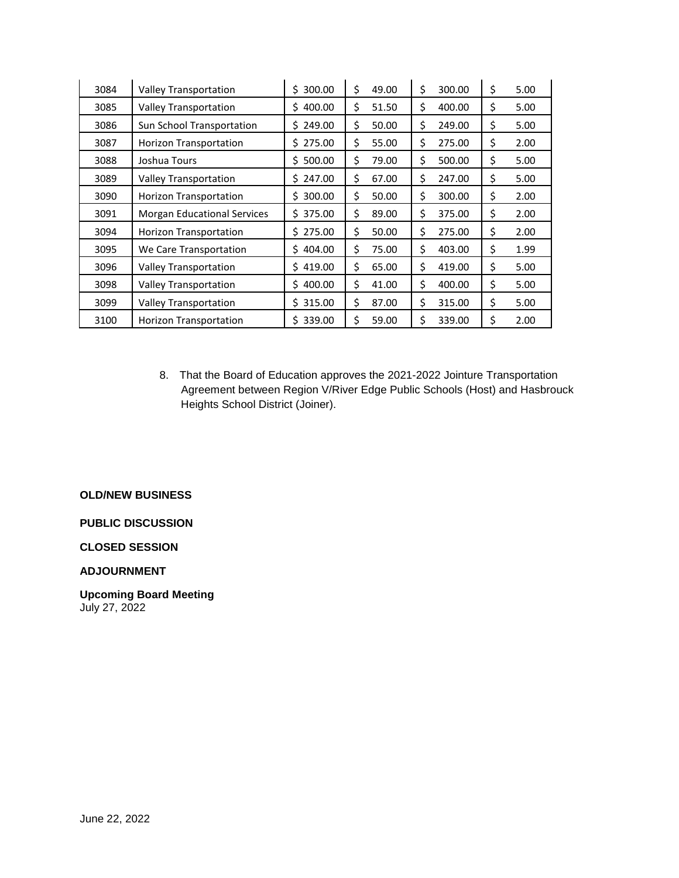| | | | | | |
|---|---|---|---|---|---|
| 3084 | Valley Transportation | $ 300.00 | $ 49.00 | $ 300.00 | $ 5.00 |
| 3085 | Valley Transportation | $ 400.00 | $ 51.50 | $ 400.00 | $ 5.00 |
| 3086 | Sun School Transportation | $ 249.00 | $ 50.00 | $ 249.00 | $ 5.00 |
| 3087 | Horizon Transportation | $ 275.00 | $ 55.00 | $ 275.00 | $ 2.00 |
| 3088 | Joshua Tours | $ 500.00 | $ 79.00 | $ 500.00 | $ 5.00 |
| 3089 | Valley Transportation | $ 247.00 | $ 67.00 | $ 247.00 | $ 5.00 |
| 3090 | Horizon Transportation | $ 300.00 | $ 50.00 | $ 300.00 | $ 2.00 |
| 3091 | Morgan Educational Services | $ 375.00 | $ 89.00 | $ 375.00 | $ 2.00 |
| 3094 | Horizon Transportation | $ 275.00 | $ 50.00 | $ 275.00 | $ 2.00 |
| 3095 | We Care Transportation | $ 404.00 | $ 75.00 | $ 403.00 | $ 1.99 |
| 3096 | Valley Transportation | $ 419.00 | $ 65.00 | $ 419.00 | $ 5.00 |
| 3098 | Valley Transportation | $ 400.00 | $ 41.00 | $ 400.00 | $ 5.00 |
| 3099 | Valley Transportation | $ 315.00 | $ 87.00 | $ 315.00 | $ 5.00 |
| 3100 | Horizon Transportation | $ 339.00 | $ 59.00 | $ 339.00 | $ 2.00 |

8. That the Board of Education approves the 2021-2022 Jointure Transportation Agreement between Region V/River Edge Public Schools (Host) and Hasbrouck Heights School District (Joiner).

**OLD/NEW BUSINESS**

**PUBLIC DISCUSSION**

**CLOSED SESSION**

**ADJOURNMENT**

**Upcoming Board Meeting**
July 27, 2022

June 22, 2022